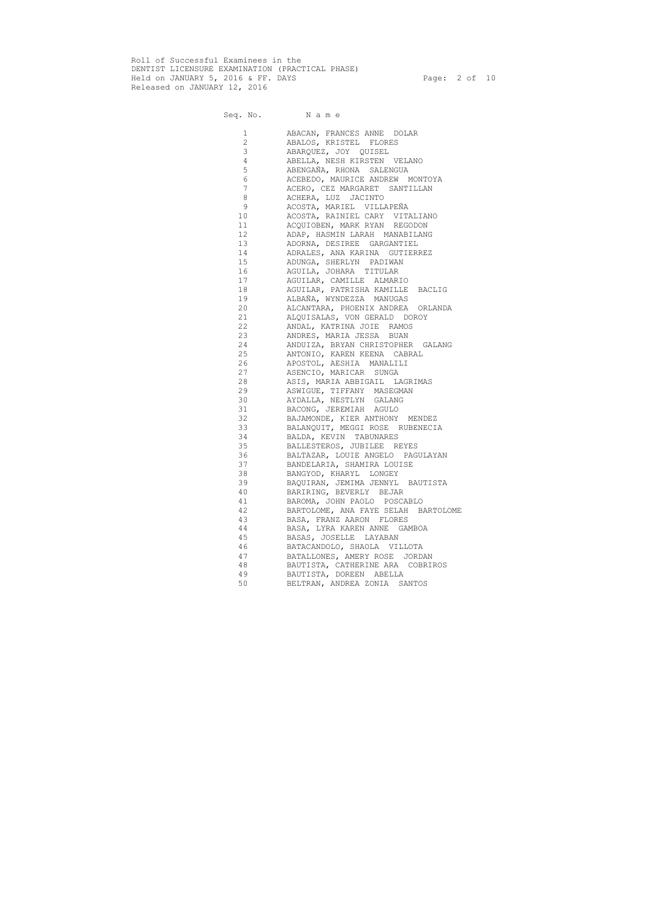Roll of Successful Examinees in the
DENTIST LICENSURE EXAMINATION (PRACTICAL PHASE)
Held on JANUARY 5, 2016 & FF. DAYS
Released on JANUARY 12, 2016

| Seq. No. | N a m e |
|---|---|
| 1 | ABACAN, FRANCES ANNE DOLAR |
| 2 | ABALOS, KRISTEL FLORES |
| 3 | ABARQUEZ, JOY QUISEL |
| 4 | ABELLA, NESH KIRSTEN VELANO |
| 5 | ABENGAÑA, RHONA SALENGUA |
| 6 | ACEBEDO, MAURICE ANDREW MONTOYA |
| 7 | ACERO, CEZ MARGARET SANTILLAN |
| 8 | ACHERA, LUZ JACINTO |
| 9 | ACOSTA, MARIEL VILLAPEÑA |
| 10 | ACOSTA, RAINIEL CARY VITALIANO |
| 11 | ACQUIOBEN, MARK RYAN REGODON |
| 12 | ADAP, HASMIN LARAH MANABILANG |
| 13 | ADORNA, DESIREE GARGANTIEL |
| 14 | ADRALES, ANA KARINA GUTIERREZ |
| 15 | ADUNGA, SHERLYN PADIWAN |
| 16 | AGUILA, JOHARA TITULAR |
| 17 | AGUILAR, CAMILLE ALMARIO |
| 18 | AGUILAR, PATRISHA KAMILLE BACLIG |
| 19 | ALBAÑA, WYNDEZZA MANUGAS |
| 20 | ALCANTARA, PHOENIX ANDREA ORLANDA |
| 21 | ALQUISALAS, VON GERALD DOROY |
| 22 | ANDAL, KATRINA JOIE RAMOS |
| 23 | ANDRES, MARIA JESSA BUAN |
| 24 | ANDUIZA, BRYAN CHRISTOPHER GALANG |
| 25 | ANTONIO, KAREN KEENA CABRAL |
| 26 | APOSTOL, AESHIA MANALILI |
| 27 | ASENCIO, MARICAR SUNGA |
| 28 | ASIS, MARIA ABBIGAIL LAGRIMAS |
| 29 | ASWIGUE, TIFFANY MASEGMAN |
| 30 | AYDALLA, NESTLYN GALANG |
| 31 | BACONG, JEREMIAH AGULO |
| 32 | BAJAMONDE, KIER ANTHONY MENDEZ |
| 33 | BALANQUIT, MEGGI ROSE RUBENECIA |
| 34 | BALDA, KEVIN TABUNARES |
| 35 | BALLESTEROS, JUBILEE REYES |
| 36 | BALTAZAR, LOUIE ANGELO PAGULAYAN |
| 37 | BANDELARIA, SHAMIRA LOUISE |
| 38 | BANGYOD, KHARYL LONGEY |
| 39 | BAQUIRAN, JEMIMA JENNYL BAUTISTA |
| 40 | BARIRING, BEVERLY BEJAR |
| 41 | BAROMA, JOHN PAOLO POSCABLO |
| 42 | BARTOLOME, ANA FAYE SELAH BARTOLOME |
| 43 | BASA, FRANZ AARON FLORES |
| 44 | BASA, LYRA KAREN ANNE GAMBOA |
| 45 | BASAS, JOSELLE LAYABAN |
| 46 | BATACANDOLO, SHAOLA VILLOTA |
| 47 | BATALLONES, AMERY ROSE JORDAN |
| 48 | BAUTISTA, CATHERINE ARA COBRIROS |
| 49 | BAUTISTA, DOREEN ABELLA |
| 50 | BELTRAN, ANDREA ZONIA SANTOS |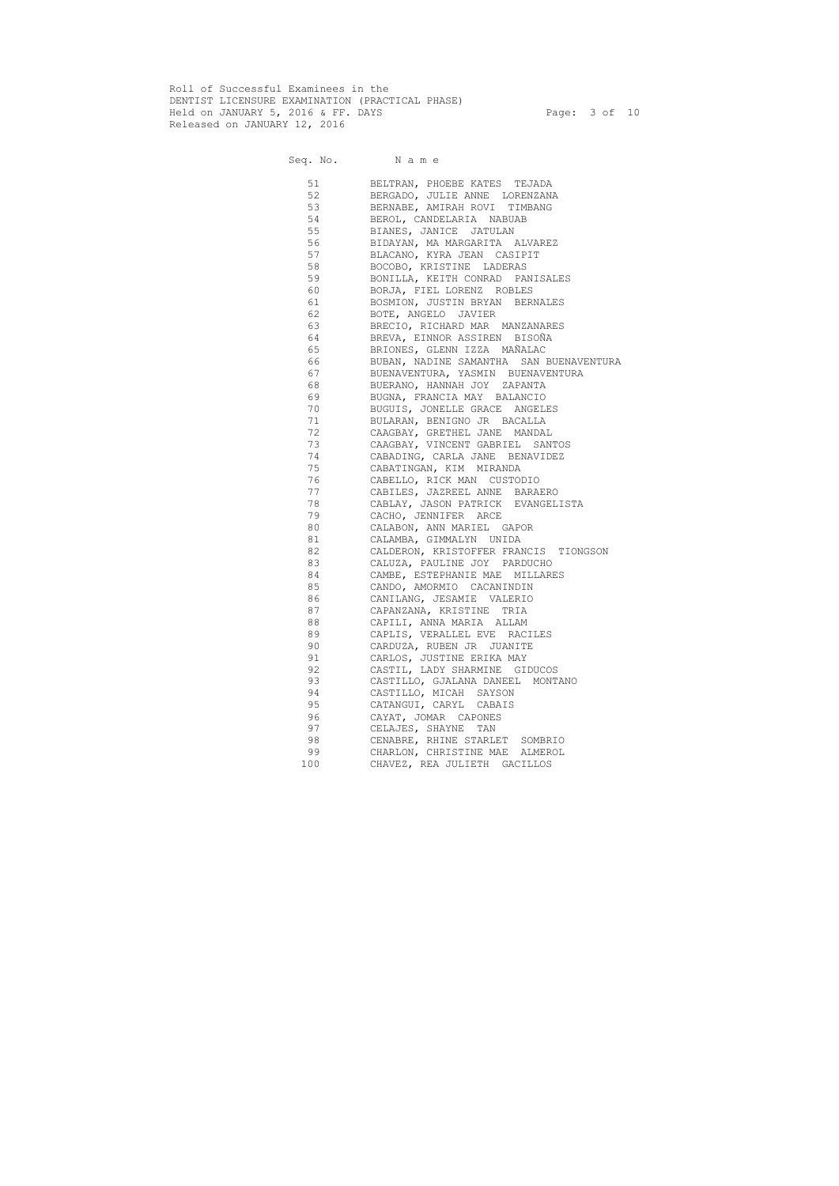Roll of Successful Examinees in the
DENTIST LICENSURE EXAMINATION (PRACTICAL PHASE)
Held on JANUARY 5, 2016 & FF. DAYS
Released on JANUARY 12, 2016

| Seq. No. | N a m e |
|---|---|
| 51 | BELTRAN, PHOEBE KATES TEJADA |
| 52 | BERGADO, JULIE ANNE LORENZANA |
| 53 | BERNABE, AMIRAH ROVI TIMBANG |
| 54 | BEROL, CANDELARIA NABUAB |
| 55 | BIANES, JANICE JATULAN |
| 56 | BIDAYAN, MA MARGARITA ALVAREZ |
| 57 | BLACANO, KYRA JEAN CASIPIT |
| 58 | BOCOBO, KRISTINE LADERAS |
| 59 | BONILLA, KEITH CONRAD PANISALES |
| 60 | BORJA, FIEL LORENZ ROBLES |
| 61 | BOSMION, JUSTIN BRYAN BERNALES |
| 62 | BOTE, ANGELO JAVIER |
| 63 | BRECIO, RICHARD MAR MANZANARES |
| 64 | BREVA, EINNOR ASSIREN BISOÑA |
| 65 | BRIONES, GLENN IZZA MAÑALAC |
| 66 | BUBAN, NADINE SAMANTHA SAN BUENAVENTURA |
| 67 | BUENAVENTURA, YASMIN BUENAVENTURA |
| 68 | BUERANO, HANNAH JOY ZAPANTA |
| 69 | BUGNA, FRANCIA MAY BALANCIO |
| 70 | BUGUIS, JONELLE GRACE ANGELES |
| 71 | BULARAN, BENIGNO JR BACALLA |
| 72 | CAAGBAY, GRETHEL JANE MANDAL |
| 73 | CAAGBAY, VINCENT GABRIEL SANTOS |
| 74 | CABADING, CARLA JANE BENAVIDEZ |
| 75 | CABATINGAN, KIM MIRANDA |
| 76 | CABELLO, RICK MAN CUSTODIO |
| 77 | CABILES, JAZREEL ANNE BARAERO |
| 78 | CABLAY, JASON PATRICK EVANGELISTA |
| 79 | CACHO, JENNIFER ARCE |
| 80 | CALABON, ANN MARIEL GAPOR |
| 81 | CALAMBA, GIMMALYN UNIDA |
| 82 | CALDERON, KRISTOFFER FRANCIS TIONGSON |
| 83 | CALUZA, PAULINE JOY PARDUCHO |
| 84 | CAMBE, ESTEPHANIE MAE MILLARES |
| 85 | CANDO, AMORMIO CACANINDIN |
| 86 | CANILANG, JESAMIE VALERIO |
| 87 | CAPANZANA, KRISTINE TRIA |
| 88 | CAPILI, ANNA MARIA ALLAM |
| 89 | CAPLIS, VERALLEL EVE RACILES |
| 90 | CARDUZA, RUBEN JR JUANITE |
| 91 | CARLOS, JUSTINE ERIKA MAY |
| 92 | CASTIL, LADY SHARMINE GIDUCOS |
| 93 | CASTILLO, GJALANA DANEEL MONTANO |
| 94 | CASTILLO, MICAH SAYSON |
| 95 | CATANGUI, CARYL CABAIS |
| 96 | CAYAT, JOMAR CAPONES |
| 97 | CELAJES, SHAYNE TAN |
| 98 | CENABRE, RHINE STARLET SOMBRIO |
| 99 | CHARLON, CHRISTINE MAE ALMEROL |
| 100 | CHAVEZ, REA JULIETH GACILLOS |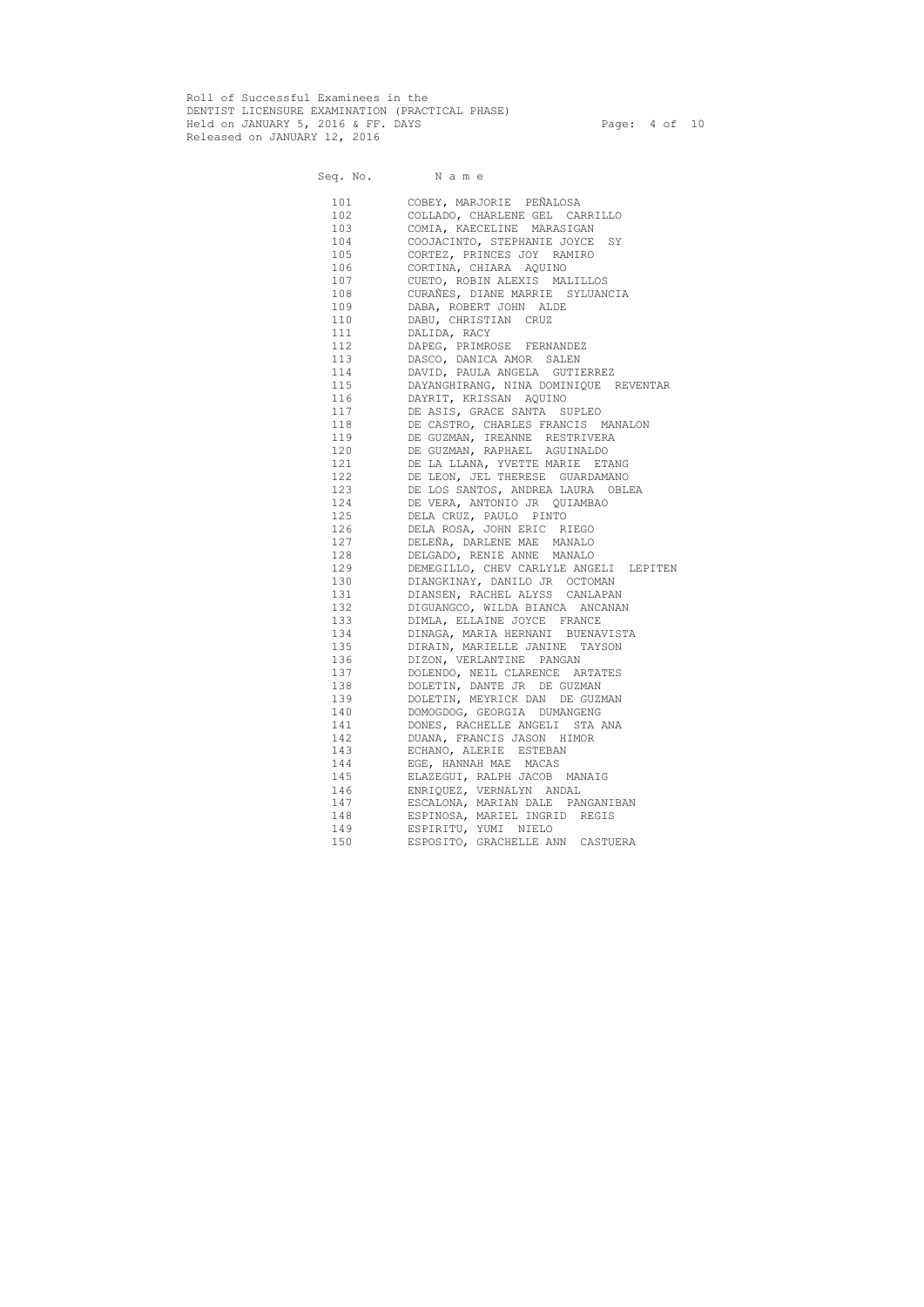Roll of Successful Examinees in the
DENTIST LICENSURE EXAMINATION (PRACTICAL PHASE)
Held on JANUARY 5, 2016 & FF. DAYS
Released on JANUARY 12, 2016

| Seq. No. | Name |
|---|---|
| 101 | COBEY, MARJORIE PEÑALOSA |
| 102 | COLLADO, CHARLENE GEL CARRILLO |
| 103 | COMIA, KAECELINE MARASIGAN |
| 104 | COOJACINTO, STEPHANIE JOYCE SY |
| 105 | CORTEZ, PRINCES JOY RAMIRO |
| 106 | CORTINA, CHIARA AQUINO |
| 107 | CUETO, ROBIN ALEXIS MALILLOS |
| 108 | CURAÑES, DIANE MARRIE SYLUANCIA |
| 109 | DABA, ROBERT JOHN ALDE |
| 110 | DABU, CHRISTIAN CRUZ |
| 111 | DALIDA, RACY |
| 112 | DAPEG, PRIMROSE FERNANDEZ |
| 113 | DASCO, DANICA AMOR SALEN |
| 114 | DAVID, PAULA ANGELA GUTIERREZ |
| 115 | DAYANGHIRANG, NINA DOMINIQUE REVENTAR |
| 116 | DAYRIT, KRISSAN AQUINO |
| 117 | DE ASIS, GRACE SANTA SUPLEO |
| 118 | DE CASTRO, CHARLES FRANCIS MANALON |
| 119 | DE GUZMAN, IREANNE RESTRIVERA |
| 120 | DE GUZMAN, RAPHAEL AGUINALDO |
| 121 | DE LA LLANA, YVETTE MARIE ETANG |
| 122 | DE LEON, JEL THERESE GUARDAMANO |
| 123 | DE LOS SANTOS, ANDREA LAURA OBLEA |
| 124 | DE VERA, ANTONIO JR QUIAMBAO |
| 125 | DELA CRUZ, PAULO PINTO |
| 126 | DELA ROSA, JOHN ERIC RIEGO |
| 127 | DELEÑA, DARLENE MAE MANALO |
| 128 | DELGADO, RENIE ANNE MANALO |
| 129 | DEMEGILLO, CHEV CARLYLE ANGELI LEPITEN |
| 130 | DIANGKINAY, DANILO JR OCTOMAN |
| 131 | DIANSEN, RACHEL ALYSS CANLAPAN |
| 132 | DIGUANGCO, WILDA BIANCA ANCANAN |
| 133 | DIMLA, ELLAINE JOYCE FRANCE |
| 134 | DINAGA, MARIA HERNANI BUENAVISTA |
| 135 | DIRAIN, MARIELLE JANINE TAYSON |
| 136 | DIZON, VERLANTINE PANGAN |
| 137 | DOLENDO, NEIL CLARENCE ARTATES |
| 138 | DOLETIN, DANTE JR DE GUZMAN |
| 139 | DOLETIN, MEYRICK DAN DE GUZMAN |
| 140 | DOMOGDOG, GEORGIA DUMANGENG |
| 141 | DONES, RACHELLE ANGELI STA ANA |
| 142 | DUANA, FRANCIS JASON HIMOR |
| 143 | ECHANO, ALERIE ESTEBAN |
| 144 | EGE, HANNAH MAE MACAS |
| 145 | ELAZEGUI, RALPH JACOB MANAIG |
| 146 | ENRIQUEZ, VERNALYN ANDAL |
| 147 | ESCALONA, MARIAN DALE PANGANIBAN |
| 148 | ESPINOSA, MARIEL INGRID REGIS |
| 149 | ESPIRITU, YUMI NIELO |
| 150 | ESPOSITO, GRACHELLE ANN CASTUERA |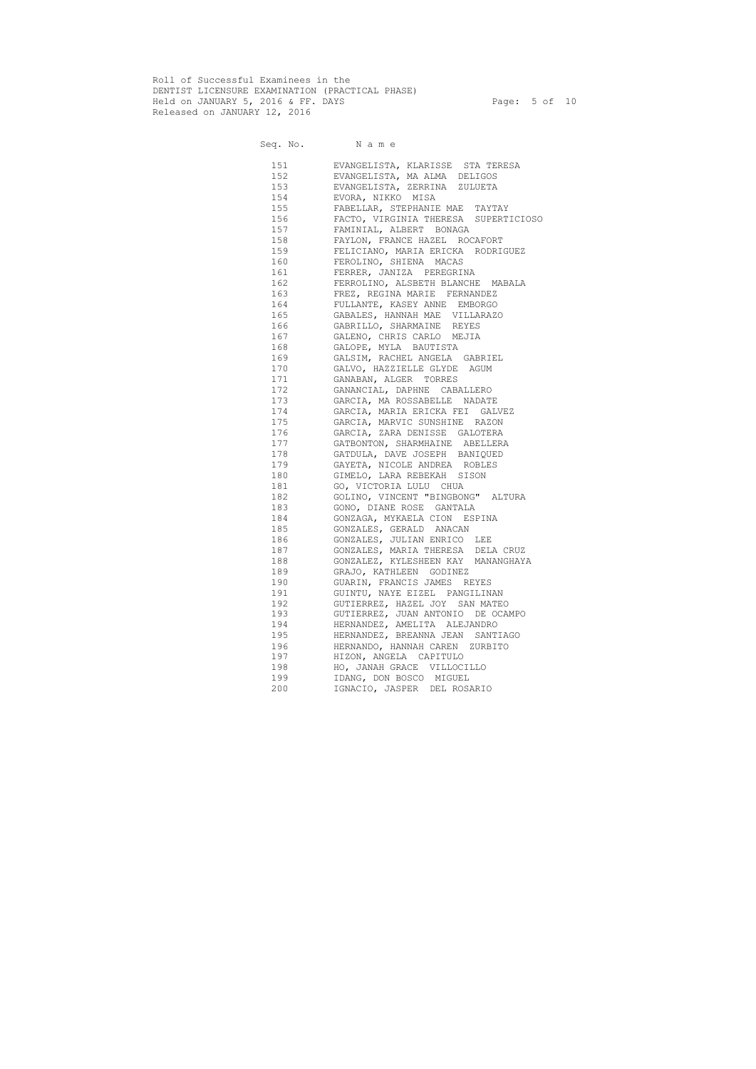Roll of Successful Examinees in the
DENTIST LICENSURE EXAMINATION (PRACTICAL PHASE)
Held on JANUARY 5, 2016 & FF. DAYS
Released on JANUARY 12, 2016

| Seq. No. | N a m e |
|---|---|
| 151 | EVANGELISTA, KLARISSE STA TERESA |
| 152 | EVANGELISTA, MA ALMA DELIGOS |
| 153 | EVANGELISTA, ZERRINA ZULUETA |
| 154 | EVORA, NIKKO MISA |
| 155 | FABELLAR, STEPHANIE MAE TAYTAY |
| 156 | FACTO, VIRGINIA THERESA SUPERTICIOSO |
| 157 | FAMINIAL, ALBERT BONAGA |
| 158 | FAYLON, FRANCE HAZEL ROCAFORT |
| 159 | FELICIANO, MARIA ERICKA RODRIGUEZ |
| 160 | FEROLINO, SHIENA MACAS |
| 161 | FERRER, JANIZA PEREGRINA |
| 162 | FERROLINO, ALSBETH BLANCHE MABALA |
| 163 | FREZ, REGINA MARIE FERNANDEZ |
| 164 | FULLANTE, KASEY ANNE EMBORGO |
| 165 | GABALES, HANNAH MAE VILLARAZO |
| 166 | GABRILLO, SHARMAINE REYES |
| 167 | GALENO, CHRIS CARLO MEJIA |
| 168 | GALOPE, MYLA BAUTISTA |
| 169 | GALSIM, RACHEL ANGELA GABRIEL |
| 170 | GALVO, HAZZIELLE GLYDE AGUM |
| 171 | GANABAN, ALGER TORRES |
| 172 | GANANCIAL, DAPHNE CABALLERO |
| 173 | GARCIA, MA ROSSABELLE NADATE |
| 174 | GARCIA, MARIA ERICKA FEI GALVEZ |
| 175 | GARCIA, MARVIC SUNSHINE RAZON |
| 176 | GARCIA, ZARA DENISSE GALOTERA |
| 177 | GATBONTON, SHARMHAINE ABELLERA |
| 178 | GATDULA, DAVE JOSEPH BANIQUED |
| 179 | GAYETA, NICOLE ANDREA ROBLES |
| 180 | GIMELO, LARA REBEKAH SISON |
| 181 | GO, VICTORIA LULU CHUA |
| 182 | GOLINO, VINCENT "BINGBONG" ALTURA |
| 183 | GONO, DIANE ROSE GANTALA |
| 184 | GONZAGA, MYKAELA CION ESPINA |
| 185 | GONZALES, GERALD ANACAN |
| 186 | GONZALES, JULIAN ENRICO LEE |
| 187 | GONZALES, MARIA THERESA DELA CRUZ |
| 188 | GONZALEZ, KYLESHEEN KAY MANANGHAYA |
| 189 | GRAJO, KATHLEEN GODINEZ |
| 190 | GUARIN, FRANCIS JAMES REYES |
| 191 | GUINTU, NAYE EIZEL PANGILINAN |
| 192 | GUTIERREZ, HAZEL JOY SAN MATEO |
| 193 | GUTIERREZ, JUAN ANTONIO DE OCAMPO |
| 194 | HERNANDEZ, AMELITA ALEJANDRO |
| 195 | HERNANDEZ, BREANNA JEAN SANTIAGO |
| 196 | HERNANDO, HANNAH CAREN ZURBITO |
| 197 | HIZON, ANGELA CAPITULO |
| 198 | HO, JANAH GRACE VILLOCILLO |
| 199 | IDANG, DON BOSCO MIGUEL |
| 200 | IGNACIO, JASPER DEL ROSARIO |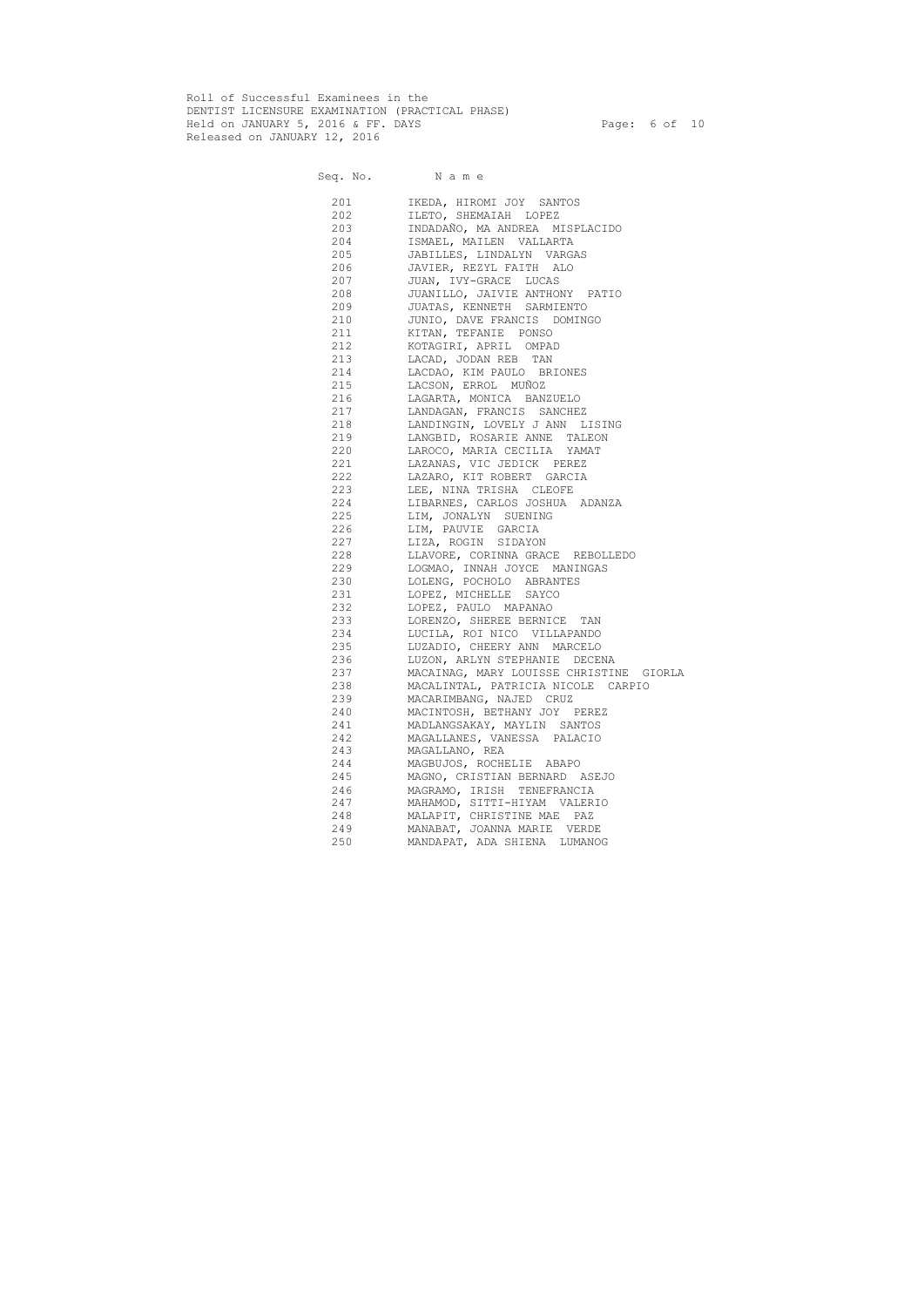Roll of Successful Examinees in the
DENTIST LICENSURE EXAMINATION (PRACTICAL PHASE)
Held on JANUARY 5, 2016 & FF. DAYS
Released on JANUARY 12, 2016

| Seq. No. | Name |
|---|---|
| 201 | IKEDA, HIROMI JOY SANTOS |
| 202 | ILETO, SHEMAIAH LOPEZ |
| 203 | INDADAÑO, MA ANDREA MISPLACIDO |
| 204 | ISMAEL, MAILEN VALLARTA |
| 205 | JABILLES, LINDALYN VARGAS |
| 206 | JAVIER, REZYL FAITH ALO |
| 207 | JUAN, IVY-GRACE LUCAS |
| 208 | JUANILLO, JAIVIE ANTHONY PATIO |
| 209 | JUATAS, KENNETH SARMIENTO |
| 210 | JUNIO, DAVE FRANCIS DOMINGO |
| 211 | KITAN, TEFANIE PONSO |
| 212 | KOTAGIRI, APRIL OMPAD |
| 213 | LACAD, JODAN REB TAN |
| 214 | LACDAO, KIM PAULO BRIONES |
| 215 | LACSON, ERROL MUÑOZ |
| 216 | LAGARTA, MONICA BANZUELO |
| 217 | LANDAGAN, FRANCIS SANCHEZ |
| 218 | LANDINGIN, LOVELY J ANN LISING |
| 219 | LANGBID, ROSARIE ANNE TALEON |
| 220 | LAROCO, MARIA CECILIA YAMAT |
| 221 | LAZANAS, VIC JEDICK PEREZ |
| 222 | LAZARO, KIT ROBERT GARCIA |
| 223 | LEE, NINA TRISHA CLEOFE |
| 224 | LIBARNES, CARLOS JOSHUA ADANZA |
| 225 | LIM, JONALYN SUENING |
| 226 | LIM, PAUVIE GARCIA |
| 227 | LIZA, ROGIN SIDAYON |
| 228 | LLAVORE, CORINNA GRACE REBOLLEDO |
| 229 | LOGMAO, INNAH JOYCE MANINGAS |
| 230 | LOLENG, POCHOLO ABRANTES |
| 231 | LOPEZ, MICHELLE SAYCO |
| 232 | LOPEZ, PAULO MAPANAO |
| 233 | LORENZO, SHEREE BERNICE TAN |
| 234 | LUCILA, ROI NICO VILLAPANDO |
| 235 | LUZADIO, CHEERY ANN MARCELO |
| 236 | LUZON, ARLYN STEPHANIE DECENA |
| 237 | MACAINAG, MARY LOUISSE CHRISTINE GIORLA |
| 238 | MACALINTAL, PATRICIA NICOLE CARPIO |
| 239 | MACARIMBANG, NAJED CRUZ |
| 240 | MACINTOSH, BETHANY JOY PEREZ |
| 241 | MADLANGSAKAY, MAYLIN SANTOS |
| 242 | MAGALLANES, VANESSA PALACIO |
| 243 | MAGALLANO, REA |
| 244 | MAGBUJOS, ROCHELIE ABAPO |
| 245 | MAGNO, CRISTIAN BERNARD ASEJO |
| 246 | MAGRAMO, IRISH TENEFRANCIA |
| 247 | MAHAMOD, SITTI-HIYAM VALERIO |
| 248 | MALAPIT, CHRISTINE MAE PAZ |
| 249 | MANABAT, JOANNA MARIE VERDE |
| 250 | MANDAPAT, ADA SHIENA LUMANOG |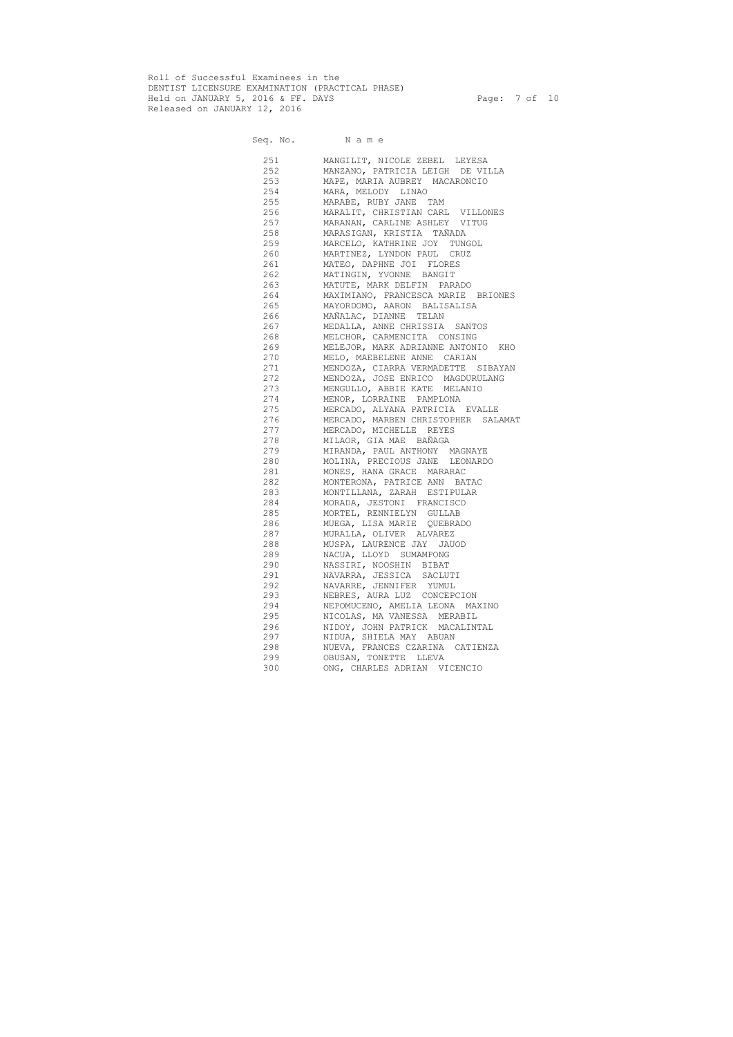Roll of Successful Examinees in the
DENTIST LICENSURE EXAMINATION (PRACTICAL PHASE)
Held on JANUARY 5, 2016 & FF. DAYS
Released on JANUARY 12, 2016

| Seq. No. | N a m e |
|---|---|
| 251 | MANGILIT, NICOLE ZEBEL LEYESA |
| 252 | MANZANO, PATRICIA LEIGH DE VILLA |
| 253 | MAPE, MARIA AUBREY MACARONCIO |
| 254 | MARA, MELODY LINAO |
| 255 | MARABE, RUBY JANE TAM |
| 256 | MARALIT, CHRISTIAN CARL VILLONES |
| 257 | MARANAN, CARLINE ASHLEY VITUG |
| 258 | MARASIGAN, KRISTIA TAÑADA |
| 259 | MARCELO, KATHRINE JOY TUNGOL |
| 260 | MARTINEZ, LYNDON PAUL CRUZ |
| 261 | MATEO, DAPHNE JOI FLORES |
| 262 | MATINGIN, YVONNE BANGIT |
| 263 | MATUTE, MARK DELFIN PARADO |
| 264 | MAXIMIANO, FRANCESCA MARIE BRIONES |
| 265 | MAYORDOMO, AARON BALISALISA |
| 266 | MAÑALAC, DIANNE TELAN |
| 267 | MEDALLA, ANNE CHRISSIA SANTOS |
| 268 | MELCHOR, CARMENCITA CONSING |
| 269 | MELEJOR, MARK ADRIANNE ANTONIO KHO |
| 270 | MELO, MAEBELENE ANNE CARIAN |
| 271 | MENDOZA, CIARRA VERMADETTE SIBAYAN |
| 272 | MENDOZA, JOSE ENRICO MAGDURULANG |
| 273 | MENGULLO, ABBIE KATE MELANIO |
| 274 | MENOR, LORRAINE PAMPLONA |
| 275 | MERCADO, ALYANA PATRICIA EVALLE |
| 276 | MERCADO, MARBEN CHRISTOPHER SALAMAT |
| 277 | MERCADO, MICHELLE REYES |
| 278 | MILAOR, GIA MAE BAÑAGA |
| 279 | MIRANDA, PAUL ANTHONY MAGNAYE |
| 280 | MOLINA, PRECIOUS JANE LEONARDO |
| 281 | MONES, HANA GRACE MARARAC |
| 282 | MONTERONA, PATRICE ANN BATAC |
| 283 | MONTILLANA, ZARAH ESTIPULAR |
| 284 | MORADA, JESTONI FRANCISCO |
| 285 | MORTEL, RENNIELYN GULLAB |
| 286 | MUEGA, LISA MARIE QUEBRADO |
| 287 | MURALLA, OLIVER ALVAREZ |
| 288 | MUSPA, LAURENCE JAY JAUOD |
| 289 | NACUA, LLOYD SUMAMPONG |
| 290 | NASSIRI, NOOSHIN BIBAT |
| 291 | NAVARRA, JESSICA SACLUTI |
| 292 | NAVARRE, JENNIFER YUMUL |
| 293 | NEBRES, AURA LUZ CONCEPCION |
| 294 | NEPOMUCENO, AMELIA LEONA MAXINO |
| 295 | NICOLAS, MA VANESSA MERABIL |
| 296 | NIDOY, JOHN PATRICK MACALINTAL |
| 297 | NIDUA, SHIELA MAY ABUAN |
| 298 | NUEVA, FRANCES CZARINA CATIENZA |
| 299 | OBUSAN, TONETTE LLEVA |
| 300 | ONG, CHARLES ADRIAN VICENCIO |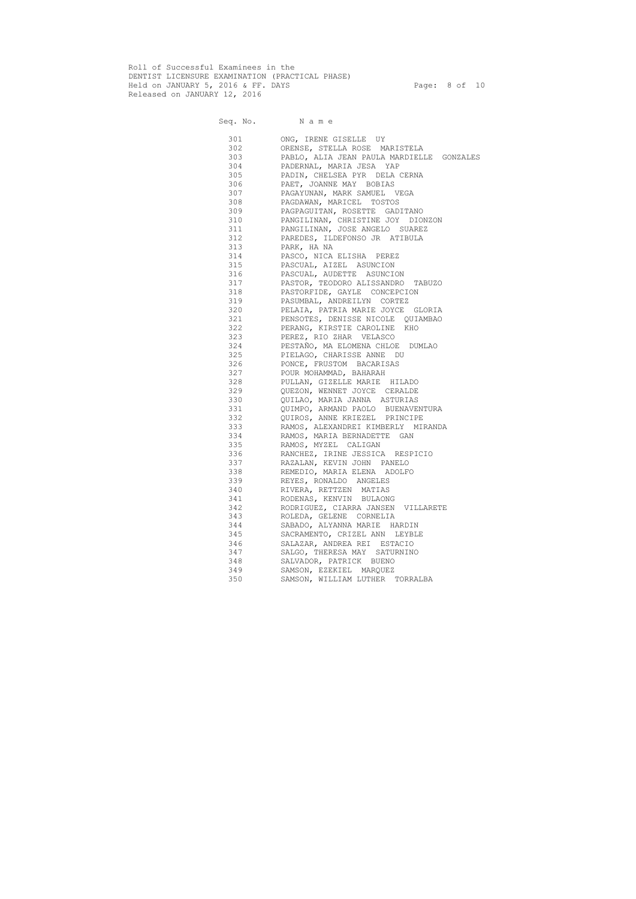Roll of Successful Examinees in the
DENTIST LICENSURE EXAMINATION (PRACTICAL PHASE)
Held on JANUARY 5, 2016 & FF. DAYS
Released on JANUARY 12, 2016

| Seq. No. | N a m e |
|---|---|
| 301 | ONG, IRENE GISELLE UY |
| 302 | ORENSE, STELLA ROSE MARISTELA |
| 303 | PABLO, ALIA JEAN PAULA MARDIELLE GONZALES |
| 304 | PADERNAL, MARIA JESA YAP |
| 305 | PADIN, CHELSEA PYR DELA CERNA |
| 306 | PAET, JOANNE MAY BOBIAS |
| 307 | PAGAYUNAN, MARK SAMUEL VEGA |
| 308 | PAGDAWAN, MARICEL TOSTOS |
| 309 | PAGPAGUITAN, ROSETTE GADITANO |
| 310 | PANGILINAN, CHRISTINE JOY DIONZON |
| 311 | PANGILINAN, JOSE ANGELO SUAREZ |
| 312 | PAREDES, ILDEFONSO JR ATIBULA |
| 313 | PARK, HA NA |
| 314 | PASCO, NICA ELISHA PEREZ |
| 315 | PASCUAL, AIZEL ASUNCION |
| 316 | PASCUAL, AUDETTE ASUNCION |
| 317 | PASTOR, TEODORO ALISSANDRO TABUZO |
| 318 | PASTORFIDE, GAYLE CONCEPCION |
| 319 | PASUMBAL, ANDREILYN CORTEZ |
| 320 | PELAIA, PATRIA MARIE JOYCE GLORIA |
| 321 | PENSOTES, DENISSE NICOLE QUIAMBAO |
| 322 | PERANG, KIRSTIE CAROLINE KHO |
| 323 | PEREZ, RIO ZHAR VELASCO |
| 324 | PESTAÑO, MA ELOMENA CHLOE DUMLAO |
| 325 | PIELAGO, CHARISSE ANNE DU |
| 326 | PONCE, FRUSTOM BACARISAS |
| 327 | POUR MOHAMMAD, BAHARAH |
| 328 | PULLAN, GIZELLE MARIE HILADO |
| 329 | QUEZON, WENNET JOYCE CERALDE |
| 330 | QUILAO, MARIA JANNA ASTURIAS |
| 331 | QUIMPO, ARMAND PAOLO BUENAVENTURA |
| 332 | QUIROS, ANNE KRIEZEL PRINCIPE |
| 333 | RAMOS, ALEXANDREI KIMBERLY MIRANDA |
| 334 | RAMOS, MARIA BERNADETTE GAN |
| 335 | RAMOS, MYZEL CALIGAN |
| 336 | RANCHEZ, IRINE JESSICA RESPICIO |
| 337 | RAZALAN, KEVIN JOHN PANELO |
| 338 | REMEDIO, MARIA ELENA ADOLFO |
| 339 | REYES, RONALDO ANGELES |
| 340 | RIVERA, RETTZEN MATIAS |
| 341 | RODENAS, KENVIN BULAONG |
| 342 | RODRIGUEZ, CIARRA JANSEN VILLARETE |
| 343 | ROLEDA, GELENE CORNELIA |
| 344 | SABADO, ALYANNA MARIE HARDIN |
| 345 | SACRAMENTO, CRIZEL ANN LEYBLE |
| 346 | SALAZAR, ANDREA REI ESTACIO |
| 347 | SALGO, THERESA MAY SATURNINO |
| 348 | SALVADOR, PATRICK BUENO |
| 349 | SAMSON, EZEKIEL MARQUEZ |
| 350 | SAMSON, WILLIAM LUTHER TORRALBA |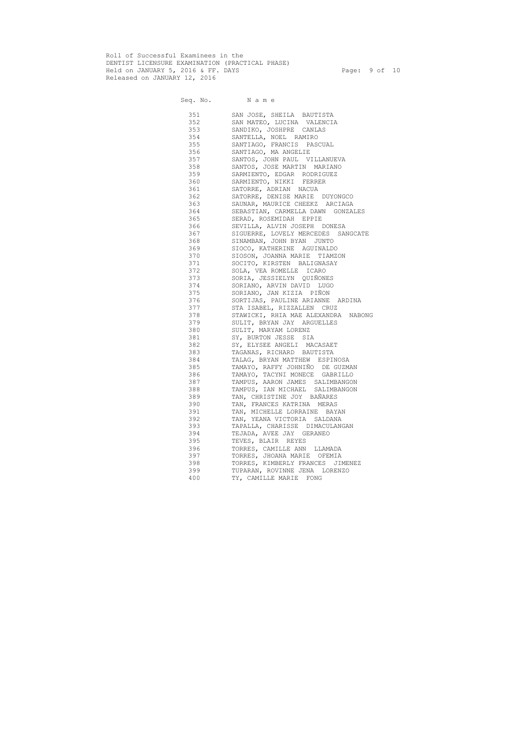Roll of Successful Examinees in the
DENTIST LICENSURE EXAMINATION (PRACTICAL PHASE)
Held on JANUARY 5, 2016 & FF. DAYS
Released on JANUARY 12, 2016

| Seq. No. | N a m e |
|---|---|
| 351 | SAN JOSE, SHEILA BAUTISTA |
| 352 | SAN MATEO, LUCINA VALENCIA |
| 353 | SANDIKO, JOSHPRE CANLAS |
| 354 | SANTELLA, NOEL RAMIRO |
| 355 | SANTIAGO, FRANCIS PASCUAL |
| 356 | SANTIAGO, MA ANGELIE |
| 357 | SANTOS, JOHN PAUL VILLANUEVA |
| 358 | SANTOS, JOSE MARTIN MARIANO |
| 359 | SARMIENTO, EDGAR RODRIGUEZ |
| 360 | SARMIENTO, NIKKI FERRER |
| 361 | SATORRE, ADRIAN NACUA |
| 362 | SATORRE, DENISE MARIE DUYONGCO |
| 363 | SAUNAR, MAURICE CHEEKZ ARCIAGA |
| 364 | SEBASTIAN, CARMELLA DAWN GONZALES |
| 365 | SERAD, ROSEMIDAH EPPIE |
| 366 | SEVILLA, ALVIN JOSEPH DONESA |
| 367 | SIGUERRE, LOVELY MERCEDES SANGCATE |
| 368 | SINAMBAN, JOHN BYAN JUNTO |
| 369 | SIOCO, KATHERINE AGUINALDO |
| 370 | SIOSON, JOANNA MARIE TIAMZON |
| 371 | SOCITO, KIRSTEN BALIGNASAY |
| 372 | SOLA, VEA ROMELLE ICARO |
| 373 | SORIA, JESSIELYN QUIÑONES |
| 374 | SORIANO, ARVIN DAVID LUGO |
| 375 | SORIANO, JAN KIZIA PIÑON |
| 376 | SORTIJAS, PAULINE ARIANNE ARDINA |
| 377 | STA ISABEL, RIZZALLEN CRUZ |
| 378 | STAWICKI, RHIA MAE ALEXANDRA NABONG |
| 379 | SULIT, BRYAN JAY ARGUELLES |
| 380 | SULIT, MARYAM LORENZ |
| 381 | SY, BURTON JESSE SIA |
| 382 | SY, ELYSEE ANGELI MACASAET |
| 383 | TAGANAS, RICHARD BAUTISTA |
| 384 | TALAG, BRYAN MATTHEW ESPINOSA |
| 385 | TAMAYO, RAFFY JOHNIÑO DE GUZMAN |
| 386 | TAMAYO, TACYNI MONECE GABRILLO |
| 387 | TAMPUS, AARON JAMES SALIMBANGON |
| 388 | TAMPUS, IAN MICHAEL SALIMBANGON |
| 389 | TAN, CHRISTINE JOY BAÑARES |
| 390 | TAN, FRANCES KATRINA MERAS |
| 391 | TAN, MICHELLE LORRAINE BAYAN |
| 392 | TAN, YEANA VICTORIA SALDANA |
| 393 | TAPALLA, CHARISSE DIMACULANGAN |
| 394 | TEJADA, AVEE JAY GERANEO |
| 395 | TEVES, BLAIR REYES |
| 396 | TORRES, CAMILLE ANN LLAMADA |
| 397 | TORRES, JHOANA MARIE OFEMIA |
| 398 | TORRES, KIMBERLY FRANCES JIMENEZ |
| 399 | TUPARAN, ROVINNE JENA LORENZO |
| 400 | TY, CAMILLE MARIE FONG |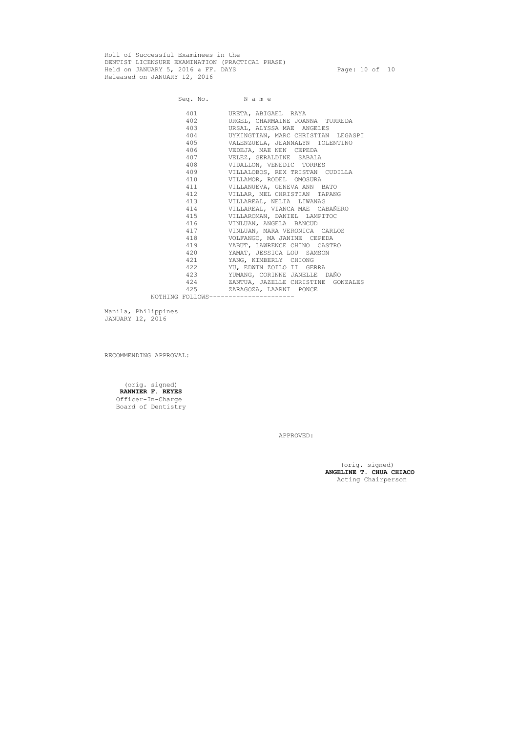Roll of Successful Examinees in the
DENTIST LICENSURE EXAMINATION (PRACTICAL PHASE)
Held on JANUARY 5, 2016 & FF. DAYS
Released on JANUARY 12, 2016

| Seq. No. | Name |
|---|---|
| 401 | URETA, ABIGAEL RAYA |
| 402 | URGEL, CHARMAINE JOANNA TURREDA |
| 403 | URSAL, ALYSSA MAE ANGELES |
| 404 | UYKINGTIAN, MARC CHRISTIAN LEGASPI |
| 405 | VALENZUELA, JEANNALYN TOLENTINO |
| 406 | VEDEJA, MAE NEN CEPEDA |
| 407 | VELEZ, GERALDINE SABALA |
| 408 | VIDALLON, VENEDIC TORRES |
| 409 | VILLALOBOS, REX TRISTAN CUDILLA |
| 410 | VILLAMOR, RODEL OMOSURA |
| 411 | VILLANUEVA, GENEVA ANN BATO |
| 412 | VILLAR, MEL CHRISTIAN TAPANG |
| 413 | VILLAREAL, NELIA LIWANAG |
| 414 | VILLAREAL, VIANCA MAE CABAÑERO |
| 415 | VILLAROMAN, DANIEL LAMPITOC |
| 416 | VINLUAN, ANGELA BANCUD |
| 417 | VINLUAN, MARA VERONICA CARLOS |
| 418 | VOLFANGO, MA JANINE CEPEDA |
| 419 | YABUT, LAWRENCE CHINO CASTRO |
| 420 | YAMAT, JESSICA LOU SAMSON |
| 421 | YANG, KIMBERLY CHIONG |
| 422 | YU, EDWIN ZOILO II GERRA |
| 423 | YUMANG, CORINNE JANELLE DAÑO |
| 424 | ZANTUA, JAZELLE CHRISTINE GONZALES |
| 425 | ZARAGOZA, LAARNI PONCE |

NOTHING FOLLOWS----------------------

Manila, Philippines
JANUARY 12, 2016

RECOMMENDING APPROVAL:

(orig. signed)
**RANNIER F. REYES**
Officer-In-Charge
Board of Dentistry

APPROVED:

(orig. signed)
**ANGELINE T. CHUA CHIACO**
Acting Chairperson